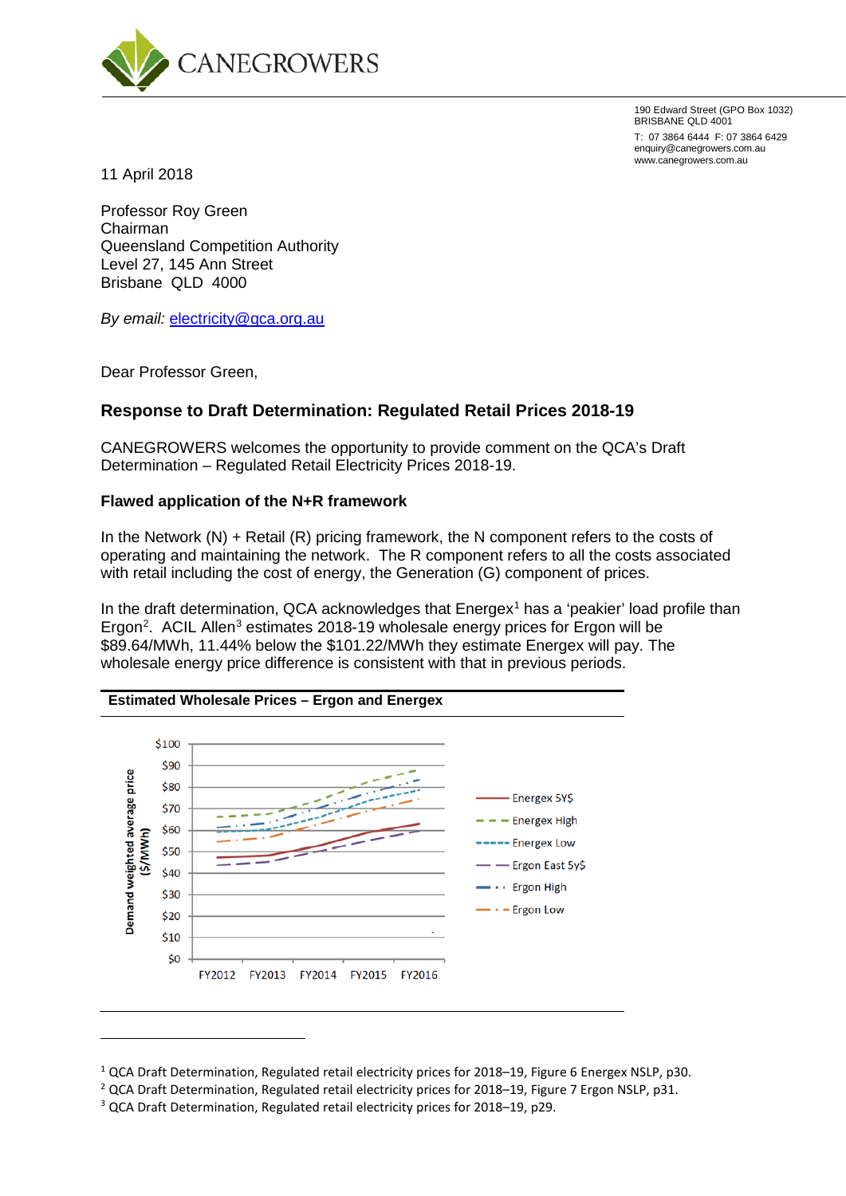CANEGROWERS

190 Edward Street (GPO Box 1032)
BRISBANE QLD 4001
T: 07 3864 6444 F: 07 3864 6429
enquiry@canegrowers.com.au
www.canegrowers.com.au

11 April 2018

Professor Roy Green
Chairman
Queensland Competition Authority
Level 27, 145 Ann Street
Brisbane QLD 4000

*By email:* electricity@qca.org.au

Dear Professor Green,

## Response to Draft Determination: Regulated Retail Prices 2018-19

CANEGROWERS welcomes the opportunity to provide comment on the QCA's Draft Determination – Regulated Retail Electricity Prices 2018-19.

### Flawed application of the N+R framework

In the Network (N) + Retail (R) pricing framework, the N component refers to the costs of operating and maintaining the network. The R component refers to all the costs associated with retail including the cost of energy, the Generation (G) component of prices.

In the draft determination, QCA acknowledges that Energex[1] has a 'peakier' load profile than Ergon[2]. ACIL Allen[3] estimates 2018-19 wholesale energy prices for Ergon will be \$89.64/MWh, 11.44% below the \$101.22/MWh they estimate Energex will pay. The wholesale energy price difference is consistent with that in previous periods.

**Estimated Wholesale Prices – Ergon and Energex**

Demand weighted average price ($/MWh)

Y-axis: \$0 – \$100; X-axis: FY2012, FY2013, FY2014, FY2015, FY2016

Legend: Energex 5Y$, Energex High, Energex Low, Ergon East 5y$, Ergon High, Ergon Low

---

[1] QCA Draft Determination, Regulated retail electricity prices for 2018–19, Figure 6 Energex NSLP, p30.

[2] QCA Draft Determination, Regulated retail electricity prices for 2018–19, Figure 7 Ergon NSLP, p31.

[3] QCA Draft Determination, Regulated retail electricity prices for 2018–19, p29.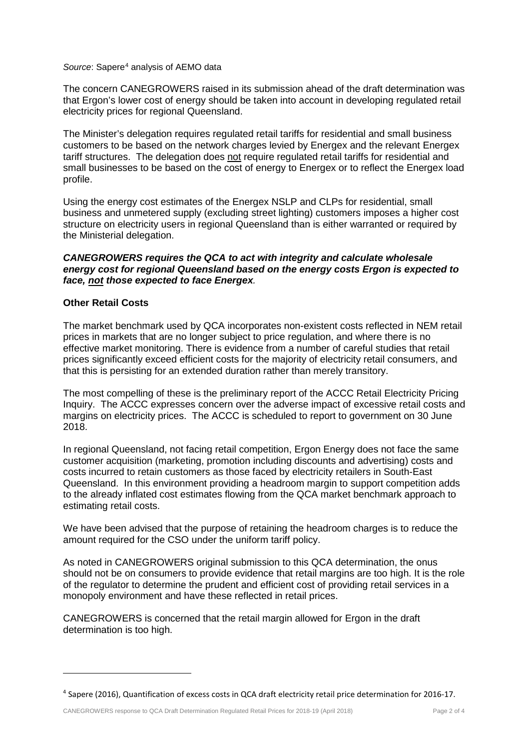*Source*: Sapere[4] analysis of AEMO data

The concern CANEGROWERS raised in its submission ahead of the draft determination was that Ergon's lower cost of energy should be taken into account in developing regulated retail electricity prices for regional Queensland.

The Minister's delegation requires regulated retail tariffs for residential and small business customers to be based on the network charges levied by Energex and the relevant Energex tariff structures. The delegation does not require regulated retail tariffs for residential and small businesses to be based on the cost of energy to Energex or to reflect the Energex load profile.

Using the energy cost estimates of the Energex NSLP and CLPs for residential, small business and unmetered supply (excluding street lighting) customers imposes a higher cost structure on electricity users in regional Queensland than is either warranted or required by the Ministerial delegation.

***CANEGROWERS requires the QCA to act with integrity and calculate wholesale energy cost for regional Queensland based on the energy costs Ergon is expected to face, not those expected to face Energex.***

**Other Retail Costs**

The market benchmark used by QCA incorporates non-existent costs reflected in NEM retail prices in markets that are no longer subject to price regulation, and where there is no effective market monitoring. There is evidence from a number of careful studies that retail prices significantly exceed efficient costs for the majority of electricity retail consumers, and that this is persisting for an extended duration rather than merely transitory.

The most compelling of these is the preliminary report of the ACCC Retail Electricity Pricing Inquiry. The ACCC expresses concern over the adverse impact of excessive retail costs and margins on electricity prices. The ACCC is scheduled to report to government on 30 June 2018.

In regional Queensland, not facing retail competition, Ergon Energy does not face the same customer acquisition (marketing, promotion including discounts and advertising) costs and costs incurred to retain customers as those faced by electricity retailers in South-East Queensland. In this environment providing a headroom margin to support competition adds to the already inflated cost estimates flowing from the QCA market benchmark approach to estimating retail costs.

We have been advised that the purpose of retaining the headroom charges is to reduce the amount required for the CSO under the uniform tariff policy.

As noted in CANEGROWERS original submission to this QCA determination, the onus should not be on consumers to provide evidence that retail margins are too high. It is the role of the regulator to determine the prudent and efficient cost of providing retail services in a monopoly environment and have these reflected in retail prices.

CANEGROWERS is concerned that the retail margin allowed for Ergon in the draft determination is too high.

---

[4] Sapere (2016), Quantification of excess costs in QCA draft electricity retail price determination for 2016-17.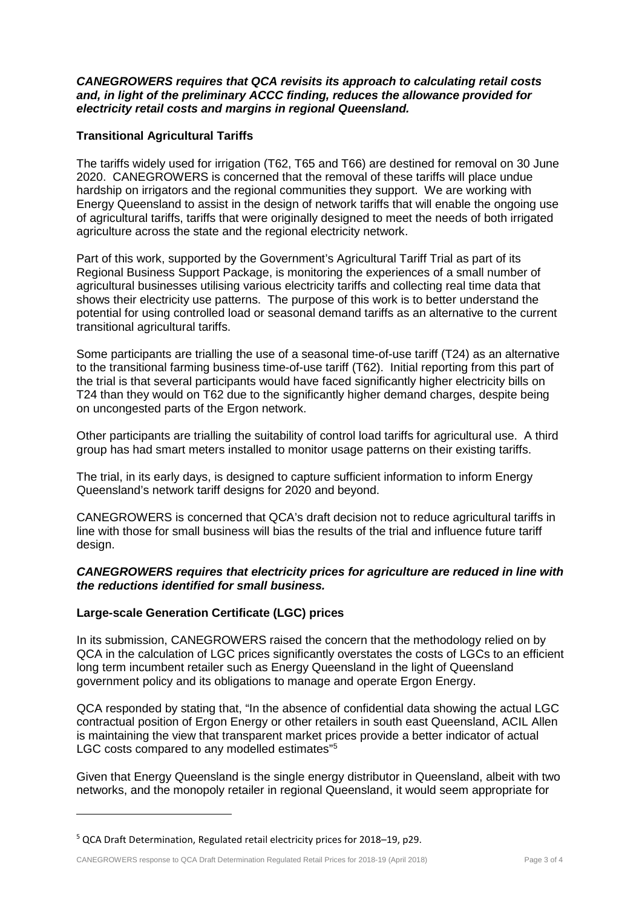***CANEGROWERS requires that QCA revisits its approach to calculating retail costs and, in light of the preliminary ACCC finding, reduces the allowance provided for electricity retail costs and margins in regional Queensland.***

## Transitional Agricultural Tariffs

The tariffs widely used for irrigation (T62, T65 and T66) are destined for removal on 30 June 2020. CANEGROWERS is concerned that the removal of these tariffs will place undue hardship on irrigators and the regional communities they support. We are working with Energy Queensland to assist in the design of network tariffs that will enable the ongoing use of agricultural tariffs, tariffs that were originally designed to meet the needs of both irrigated agriculture across the state and the regional electricity network.

Part of this work, supported by the Government's Agricultural Tariff Trial as part of its Regional Business Support Package, is monitoring the experiences of a small number of agricultural businesses utilising various electricity tariffs and collecting real time data that shows their electricity use patterns. The purpose of this work is to better understand the potential for using controlled load or seasonal demand tariffs as an alternative to the current transitional agricultural tariffs.

Some participants are trialling the use of a seasonal time-of-use tariff (T24) as an alternative to the transitional farming business time-of-use tariff (T62). Initial reporting from this part of the trial is that several participants would have faced significantly higher electricity bills on T24 than they would on T62 due to the significantly higher demand charges, despite being on uncongested parts of the Ergon network.

Other participants are trialling the suitability of control load tariffs for agricultural use. A third group has had smart meters installed to monitor usage patterns on their existing tariffs.

The trial, in its early days, is designed to capture sufficient information to inform Energy Queensland's network tariff designs for 2020 and beyond.

CANEGROWERS is concerned that QCA's draft decision not to reduce agricultural tariffs in line with those for small business will bias the results of the trial and influence future tariff design.

***CANEGROWERS requires that electricity prices for agriculture are reduced in line with the reductions identified for small business.***

## Large-scale Generation Certificate (LGC) prices

In its submission, CANEGROWERS raised the concern that the methodology relied on by QCA in the calculation of LGC prices significantly overstates the costs of LGCs to an efficient long term incumbent retailer such as Energy Queensland in the light of Queensland government policy and its obligations to manage and operate Ergon Energy.

QCA responded by stating that, "In the absence of confidential data showing the actual LGC contractual position of Ergon Energy or other retailers in south east Queensland, ACIL Allen is maintaining the view that transparent market prices provide a better indicator of actual LGC costs compared to any modelled estimates"[5]

Given that Energy Queensland is the single energy distributor in Queensland, albeit with two networks, and the monopoly retailer in regional Queensland, it would seem appropriate for

---

[5] QCA Draft Determination, Regulated retail electricity prices for 2018–19, p29.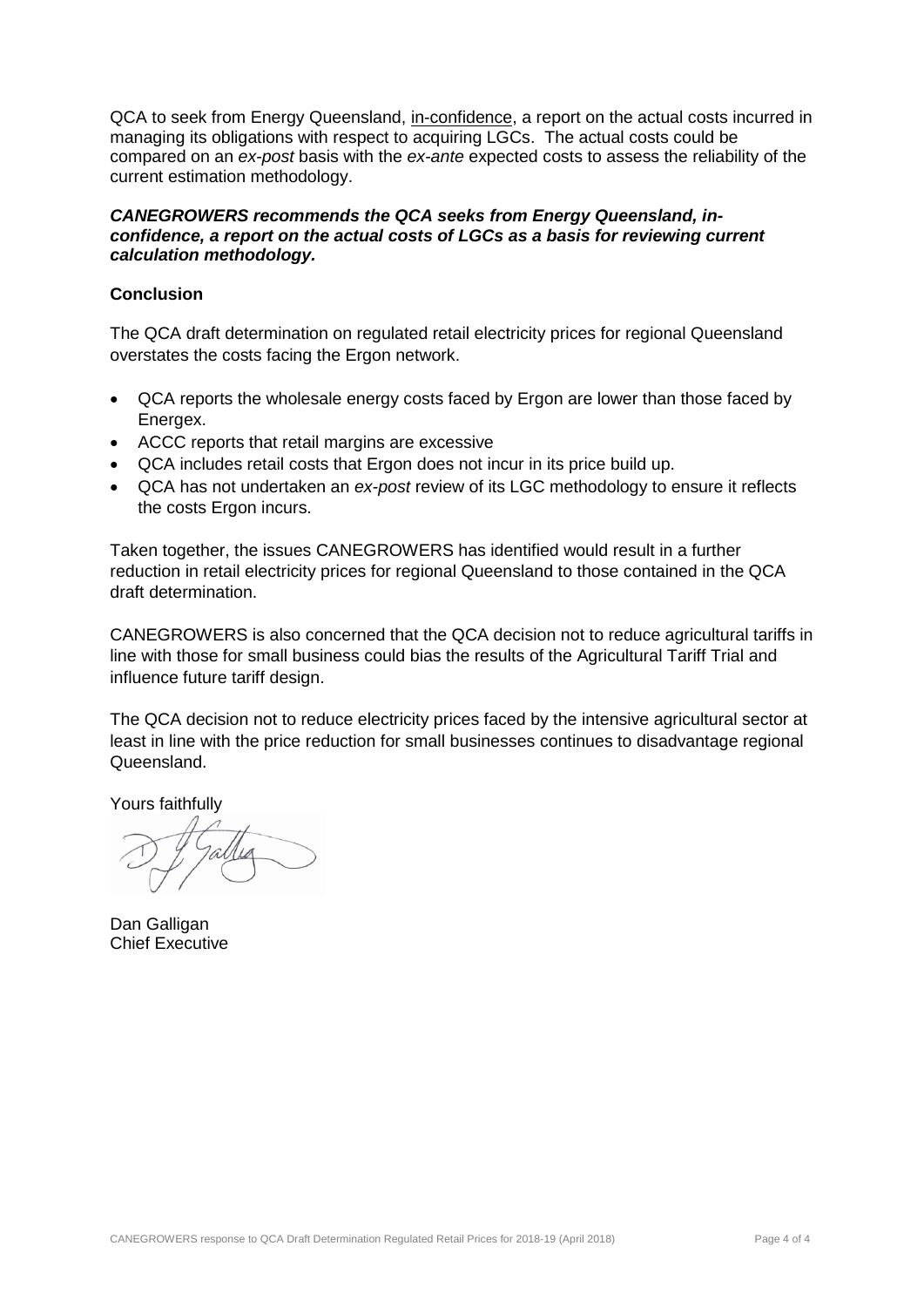QCA to seek from Energy Queensland, <u>in-confidence</u>, a report on the actual costs incurred in managing its obligations with respect to acquiring LGCs. The actual costs could be compared on an *ex-post* basis with the *ex-ante* expected costs to assess the reliability of the current estimation methodology.

***CANEGROWERS recommends the QCA seeks from Energy Queensland, in-confidence, a report on the actual costs of LGCs as a basis for reviewing current calculation methodology.***

**Conclusion**

The QCA draft determination on regulated retail electricity prices for regional Queensland overstates the costs facing the Ergon network.

- QCA reports the wholesale energy costs faced by Ergon are lower than those faced by Energex.
- ACCC reports that retail margins are excessive
- QCA includes retail costs that Ergon does not incur in its price build up.
- QCA has not undertaken an *ex-post* review of its LGC methodology to ensure it reflects the costs Ergon incurs.

Taken together, the issues CANEGROWERS has identified would result in a further reduction in retail electricity prices for regional Queensland to those contained in the QCA draft determination.

CANEGROWERS is also concerned that the QCA decision not to reduce agricultural tariffs in line with those for small business could bias the results of the Agricultural Tariff Trial and influence future tariff design.

The QCA decision not to reduce electricity prices faced by the intensive agricultural sector at least in line with the price reduction for small businesses continues to disadvantage regional Queensland.

Yours faithfully

Dan Galligan
Chief Executive